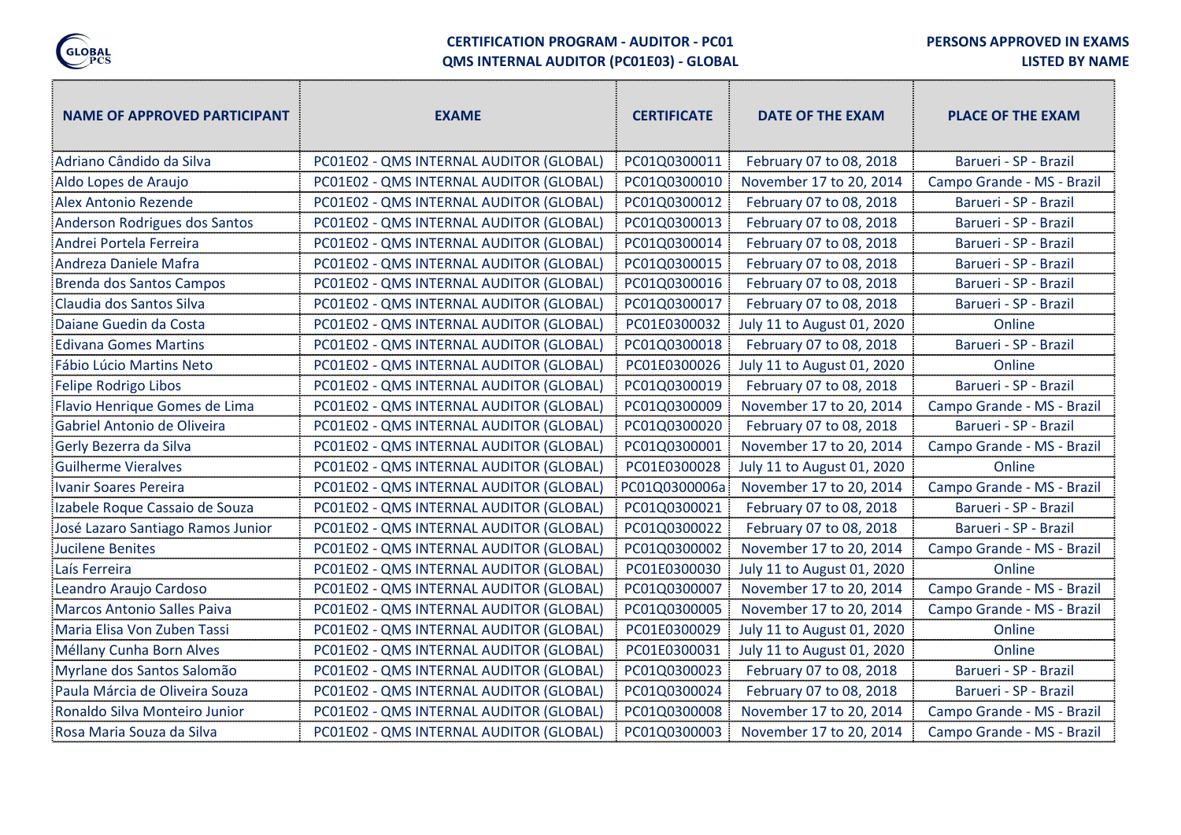**CERTIFICATION PROGRAM - AUDITOR - PC01**
**QMS INTERNAL AUDITOR (PC01E03) - GLOBAL**

**PERSONS APPROVED IN EXAMS**
**LISTED BY NAME**

| NAME OF APPROVED PARTICIPANT | EXAME | CERTIFICATE | DATE OF THE EXAM | PLACE OF THE EXAM |
|---|---|---|---|---|
| Adriano Cândido da Silva | PC01E02 - QMS INTERNAL AUDITOR (GLOBAL) | PC01Q0300011 | February 07 to 08, 2018 | Barueri - SP - Brazil |
| Aldo Lopes de Araujo | PC01E02 - QMS INTERNAL AUDITOR (GLOBAL) | PC01Q0300010 | November 17 to 20, 2014 | Campo Grande - MS - Brazil |
| Alex Antonio Rezende | PC01E02 - QMS INTERNAL AUDITOR (GLOBAL) | PC01Q0300012 | February 07 to 08, 2018 | Barueri - SP - Brazil |
| Anderson Rodrigues dos Santos | PC01E02 - QMS INTERNAL AUDITOR (GLOBAL) | PC01Q0300013 | February 07 to 08, 2018 | Barueri - SP - Brazil |
| Andrei Portela Ferreira | PC01E02 - QMS INTERNAL AUDITOR (GLOBAL) | PC01Q0300014 | February 07 to 08, 2018 | Barueri - SP - Brazil |
| Andreza Daniele Mafra | PC01E02 - QMS INTERNAL AUDITOR (GLOBAL) | PC01Q0300015 | February 07 to 08, 2018 | Barueri - SP - Brazil |
| Brenda dos Santos Campos | PC01E02 - QMS INTERNAL AUDITOR (GLOBAL) | PC01Q0300016 | February 07 to 08, 2018 | Barueri - SP - Brazil |
| Claudia dos Santos Silva | PC01E02 - QMS INTERNAL AUDITOR (GLOBAL) | PC01Q0300017 | February 07 to 08, 2018 | Barueri - SP - Brazil |
| Daiane Guedin da Costa | PC01E02 - QMS INTERNAL AUDITOR (GLOBAL) | PC01E0300032 | July 11 to August 01, 2020 | Online |
| Edivana Gomes Martins | PC01E02 - QMS INTERNAL AUDITOR (GLOBAL) | PC01Q0300018 | February 07 to 08, 2018 | Barueri - SP - Brazil |
| Fábio Lúcio Martins Neto | PC01E02 - QMS INTERNAL AUDITOR (GLOBAL) | PC01E0300026 | July 11 to August 01, 2020 | Online |
| Felipe Rodrigo Libos | PC01E02 - QMS INTERNAL AUDITOR (GLOBAL) | PC01Q0300019 | February 07 to 08, 2018 | Barueri - SP - Brazil |
| Flavio Henrique Gomes de Lima | PC01E02 - QMS INTERNAL AUDITOR (GLOBAL) | PC01Q0300009 | November 17 to 20, 2014 | Campo Grande - MS - Brazil |
| Gabriel Antonio de Oliveira | PC01E02 - QMS INTERNAL AUDITOR (GLOBAL) | PC01Q0300020 | February 07 to 08, 2018 | Barueri - SP - Brazil |
| Gerly Bezerra da Silva | PC01E02 - QMS INTERNAL AUDITOR (GLOBAL) | PC01Q0300001 | November 17 to 20, 2014 | Campo Grande - MS - Brazil |
| Guilherme Vieralves | PC01E02 - QMS INTERNAL AUDITOR (GLOBAL) | PC01E0300028 | July 11 to August 01, 2020 | Online |
| Ivanir Soares Pereira | PC01E02 - QMS INTERNAL AUDITOR (GLOBAL) | PC01Q0300006a | November 17 to 20, 2014 | Campo Grande - MS - Brazil |
| Izabele Roque Cassaio de Souza | PC01E02 - QMS INTERNAL AUDITOR (GLOBAL) | PC01Q0300021 | February 07 to 08, 2018 | Barueri - SP - Brazil |
| José Lazaro Santiago Ramos Junior | PC01E02 - QMS INTERNAL AUDITOR (GLOBAL) | PC01Q0300022 | February 07 to 08, 2018 | Barueri - SP - Brazil |
| Jucilene Benites | PC01E02 - QMS INTERNAL AUDITOR (GLOBAL) | PC01Q0300002 | November 17 to 20, 2014 | Campo Grande - MS - Brazil |
| Laís Ferreira | PC01E02 - QMS INTERNAL AUDITOR (GLOBAL) | PC01E0300030 | July 11 to August 01, 2020 | Online |
| Leandro Araujo Cardoso | PC01E02 - QMS INTERNAL AUDITOR (GLOBAL) | PC01Q0300007 | November 17 to 20, 2014 | Campo Grande - MS - Brazil |
| Marcos Antonio Salles Paiva | PC01E02 - QMS INTERNAL AUDITOR (GLOBAL) | PC01Q0300005 | November 17 to 20, 2014 | Campo Grande - MS - Brazil |
| Maria Elisa Von Zuben Tassi | PC01E02 - QMS INTERNAL AUDITOR (GLOBAL) | PC01E0300029 | July 11 to August 01, 2020 | Online |
| Méllany Cunha Born Alves | PC01E02 - QMS INTERNAL AUDITOR (GLOBAL) | PC01E0300031 | July 11 to August 01, 2020 | Online |
| Myrlane dos Santos Salomão | PC01E02 - QMS INTERNAL AUDITOR (GLOBAL) | PC01Q0300023 | February 07 to 08, 2018 | Barueri - SP - Brazil |
| Paula Márcia de Oliveira Souza | PC01E02 - QMS INTERNAL AUDITOR (GLOBAL) | PC01Q0300024 | February 07 to 08, 2018 | Barueri - SP - Brazil |
| Ronaldo Silva Monteiro Junior | PC01E02 - QMS INTERNAL AUDITOR (GLOBAL) | PC01Q0300008 | November 17 to 20, 2014 | Campo Grande - MS - Brazil |
| Rosa Maria Souza da Silva | PC01E02 - QMS INTERNAL AUDITOR (GLOBAL) | PC01Q0300003 | November 17 to 20, 2014 | Campo Grande - MS - Brazil |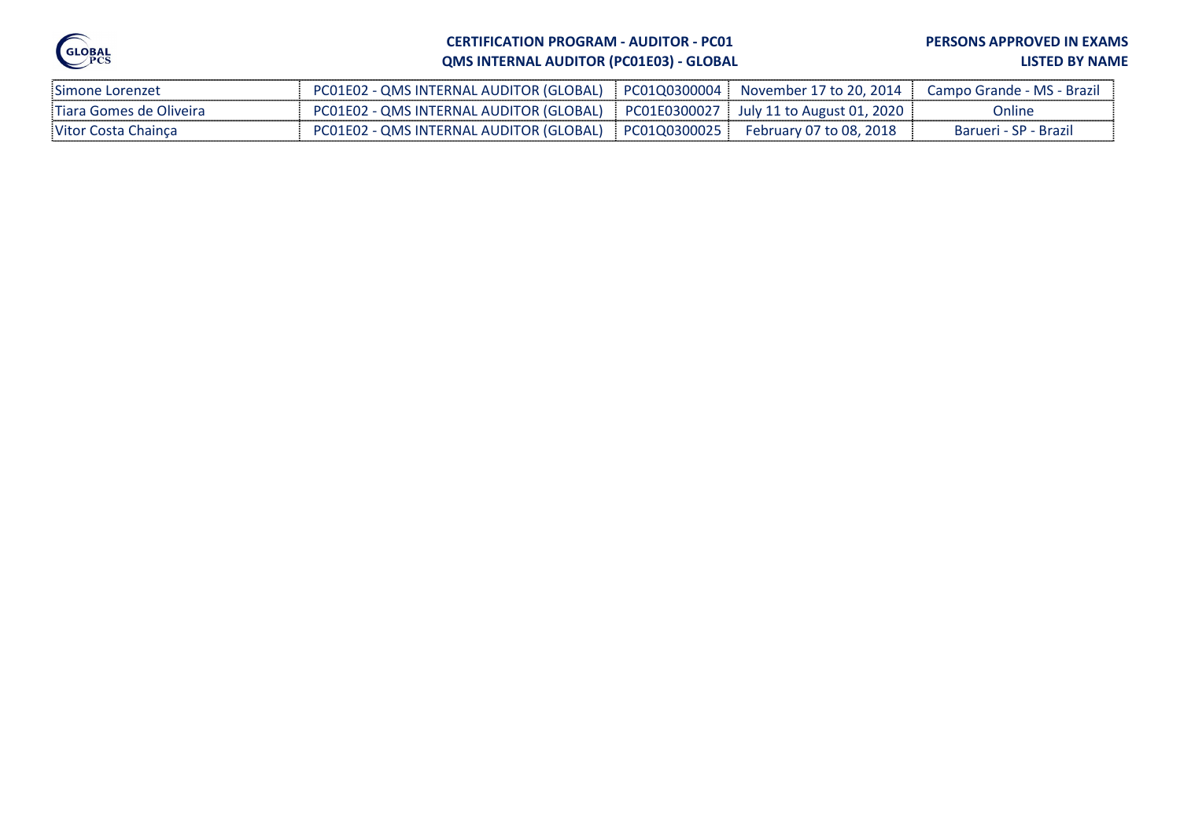**CERTIFICATION PROGRAM - AUDITOR - PC01**
**QMS INTERNAL AUDITOR (PC01E03) - GLOBAL**

**PERSONS APPROVED IN EXAMS**
**LISTED BY NAME**

| | | | | |
|---|---|---|---|---|
| Simone Lorenzet | PC01E02 - QMS INTERNAL AUDITOR (GLOBAL) | PC01Q0300004 | November 17 to 20, 2014 | Campo Grande - MS - Brazil |
| Tiara Gomes de Oliveira | PC01E02 - QMS INTERNAL AUDITOR (GLOBAL) | PC01E0300027 | July 11 to August 01, 2020 | Online |
| Vitor Costa Chainça | PC01E02 - QMS INTERNAL AUDITOR (GLOBAL) | PC01Q0300025 | February 07 to 08, 2018 | Barueri - SP - Brazil |